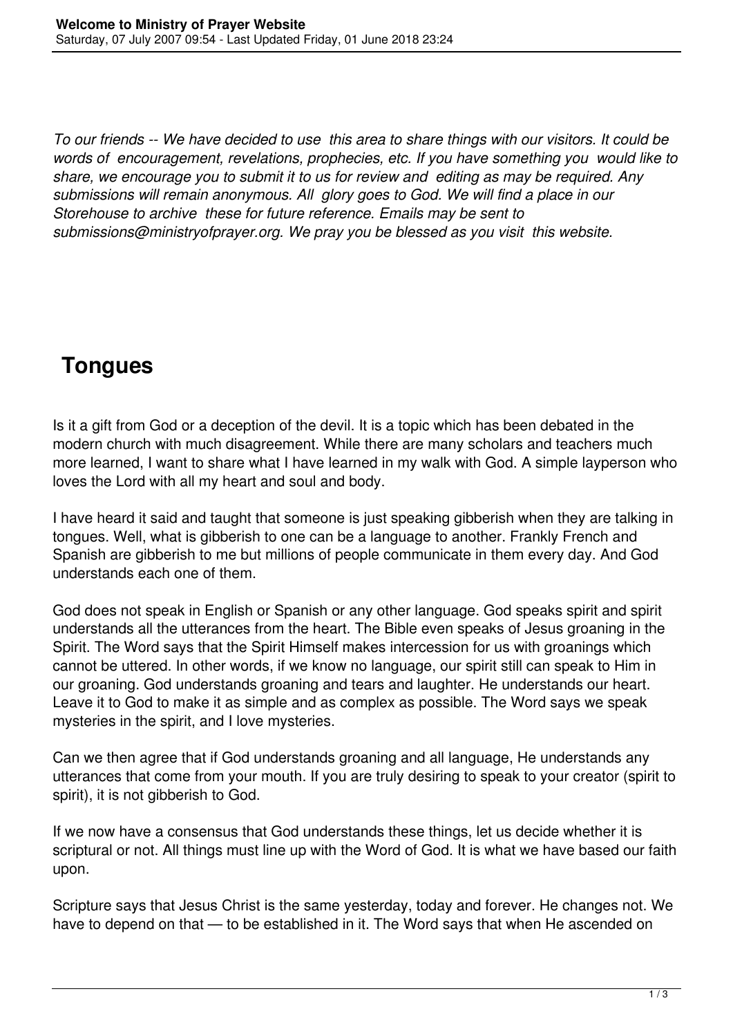*To our friends -- We have decided to use this area to share things with our visitors. It could be words of encouragement, revelations, prophecies, etc. If you have something you would like to share, we encourage you to submit it to us for review and editing as may be required. Any submissions will remain anonymous. All glory goes to God. We will find a place in our Storehouse to archive these for future reference. Emails may be sent to submissions@ministryofprayer.org. We pray you be blessed as you visit this website.*

## Tongues

Is it a gift from God or a deception of the devil. It is a topic which has been debated in the modern church with much disagreement. While there are many scholars and teachers much more learned, I want to share what I have learned in my walk with God. A simple layperson who loves the Lord with all my heart and soul and body.

I have heard it said and taught that someone is just speaking gibberish when they are talking in tongues. Well, what is gibberish to one can be a language to another. Frankly French and Spanish are gibberish to me but millions of people communicate in them every day. And God understands each one of them.

God does not speak in English or Spanish or any other language. God speaks spirit and spirit understands all the utterances from the heart. The Bible even speaks of Jesus groaning in the Spirit. The Word says that the Spirit Himself makes intercession for us with groanings which cannot be uttered. In other words, if we know no language, our spirit still can speak to Him in our groaning. God understands groaning and tears and laughter. He understands our heart. Leave it to God to make it as simple and as complex as possible. The Word says we speak mysteries in the spirit, and I love mysteries.

Can we then agree that if God understands groaning and all language, He understands any utterances that come from your mouth. If you are truly desiring to speak to your creator (spirit to spirit), it is not gibberish to God.

If we now have a consensus that God understands these things, let us decide whether it is scriptural or not. All things must line up with the Word of God. It is what we have based our faith upon.

Scripture says that Jesus Christ is the same yesterday, today and forever. He changes not. We have to depend on that — to be established in it. The Word says that when He ascended on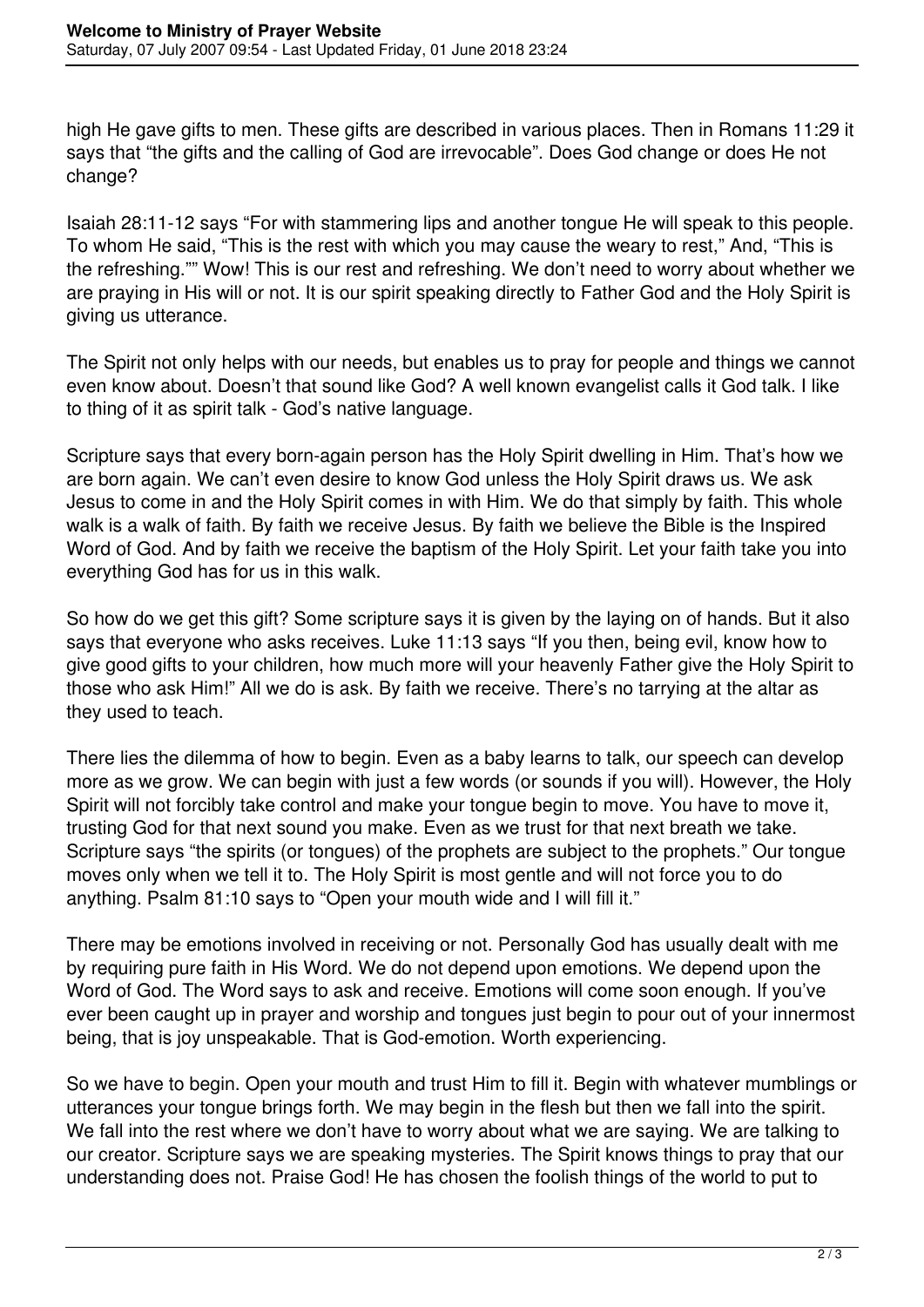high He gave gifts to men. These gifts are described in various places. Then in Romans 11:29 it says that "the gifts and the calling of God are irrevocable". Does God change or does He not change?

Isaiah 28:11-12 says "For with stammering lips and another tongue He will speak to this people. To whom He said, "This is the rest with which you may cause the weary to rest," And, "This is the refreshing."" Wow! This is our rest and refreshing. We don't need to worry about whether we are praying in His will or not. It is our spirit speaking directly to Father God and the Holy Spirit is giving us utterance.

The Spirit not only helps with our needs, but enables us to pray for people and things we cannot even know about. Doesn't that sound like God? A well known evangelist calls it God talk. I like to thing of it as spirit talk - God's native language.

Scripture says that every born-again person has the Holy Spirit dwelling in Him. That's how we are born again. We can't even desire to know God unless the Holy Spirit draws us. We ask Jesus to come in and the Holy Spirit comes in with Him. We do that simply by faith. This whole walk is a walk of faith. By faith we receive Jesus. By faith we believe the Bible is the Inspired Word of God. And by faith we receive the baptism of the Holy Spirit. Let your faith take you into everything God has for us in this walk.

So how do we get this gift? Some scripture says it is given by the laying on of hands. But it also says that everyone who asks receives. Luke 11:13 says "If you then, being evil, know how to give good gifts to your children, how much more will your heavenly Father give the Holy Spirit to those who ask Him!" All we do is ask. By faith we receive. There's no tarrying at the altar as they used to teach.

There lies the dilemma of how to begin. Even as a baby learns to talk, our speech can develop more as we grow. We can begin with just a few words (or sounds if you will). However, the Holy Spirit will not forcibly take control and make your tongue begin to move. You have to move it, trusting God for that next sound you make. Even as we trust for that next breath we take. Scripture says "the spirits (or tongues) of the prophets are subject to the prophets." Our tongue moves only when we tell it to. The Holy Spirit is most gentle and will not force you to do anything. Psalm 81:10 says to "Open your mouth wide and I will fill it."

There may be emotions involved in receiving or not. Personally God has usually dealt with me by requiring pure faith in His Word. We do not depend upon emotions. We depend upon the Word of God. The Word says to ask and receive. Emotions will come soon enough. If you've ever been caught up in prayer and worship and tongues just begin to pour out of your innermost being, that is joy unspeakable. That is God-emotion. Worth experiencing.

So we have to begin. Open your mouth and trust Him to fill it. Begin with whatever mumblings or utterances your tongue brings forth. We may begin in the flesh but then we fall into the spirit. We fall into the rest where we don't have to worry about what we are saying. We are talking to our creator. Scripture says we are speaking mysteries. The Spirit knows things to pray that our understanding does not. Praise God! He has chosen the foolish things of the world to put to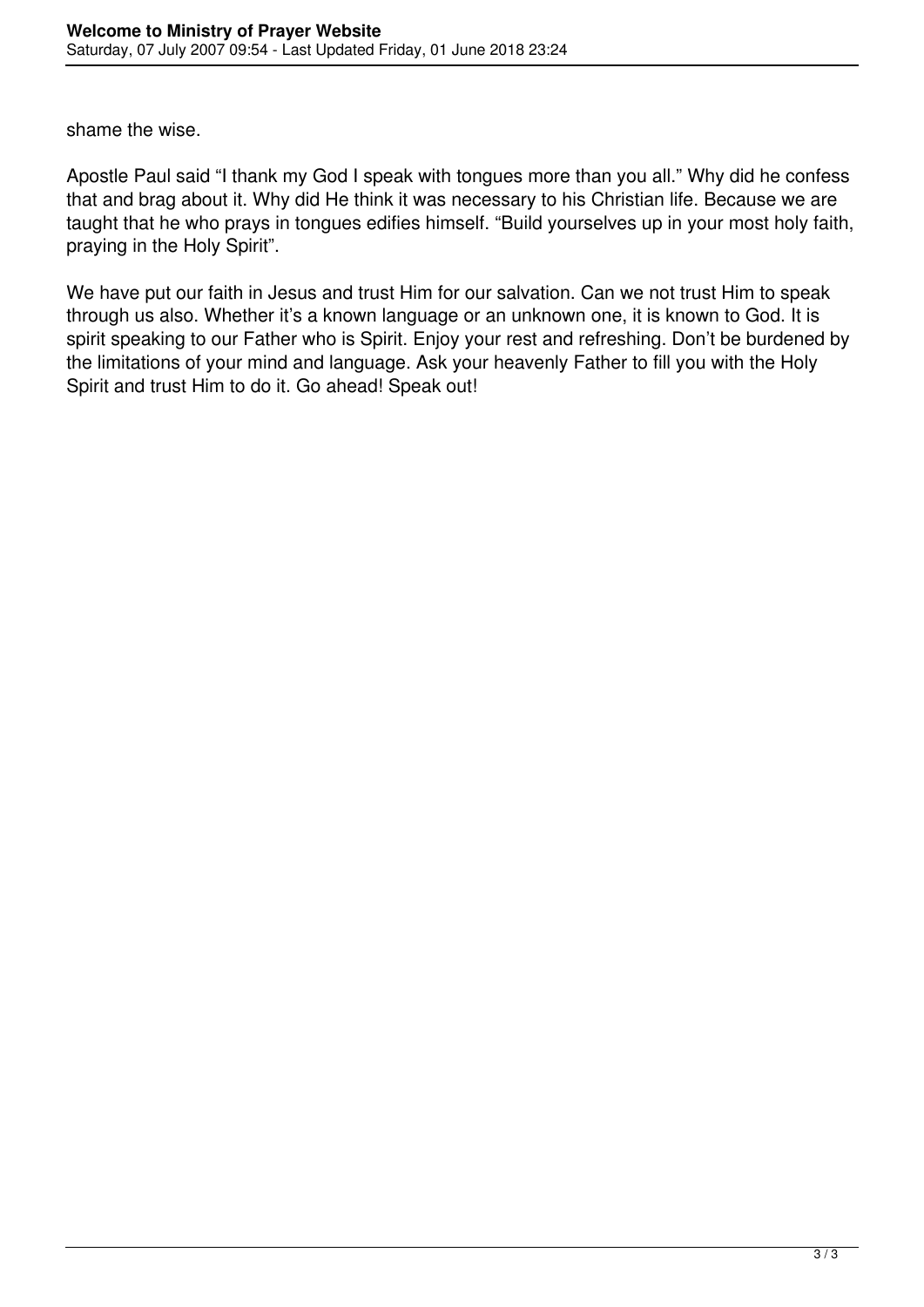shame the wise.

Apostle Paul said “I thank my God I speak with tongues more than you all.” Why did he confess that and brag about it. Why did He think it was necessary to his Christian life. Because we are taught that he who prays in tongues edifies himself. “Build yourselves up in your most holy faith, praying in the Holy Spirit”.

We have put our faith in Jesus and trust Him for our salvation. Can we not trust Him to speak through us also. Whether it’s a known language or an unknown one, it is known to God. It is spirit speaking to our Father who is Spirit. Enjoy your rest and refreshing. Don’t be burdened by the limitations of your mind and language. Ask your heavenly Father to fill you with the Holy Spirit and trust Him to do it. Go ahead! Speak out!